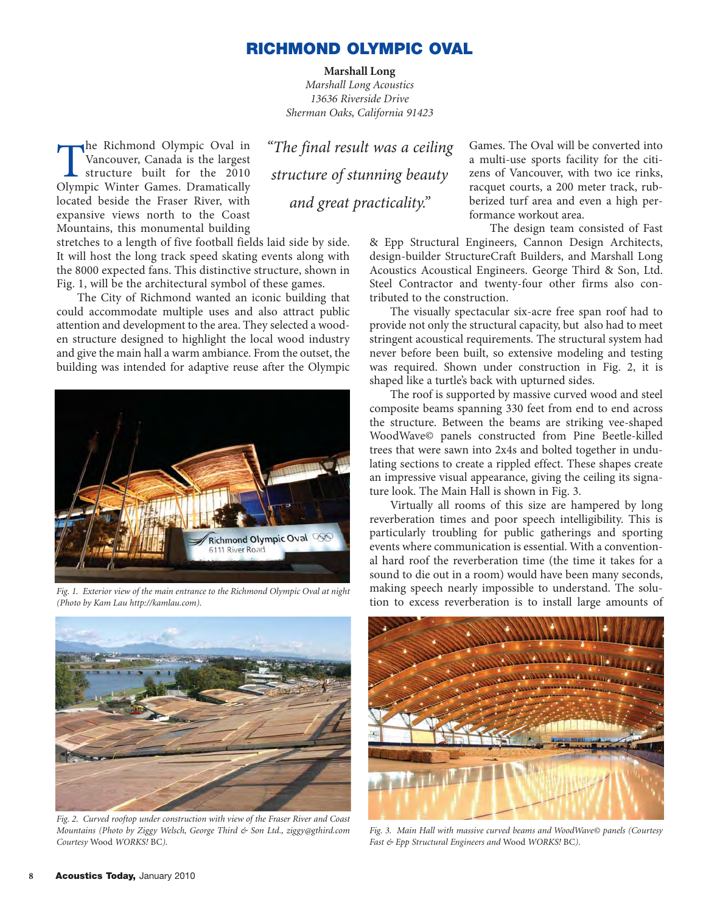# RICHMOND OLYMPIC OVAL

**Marshall Long**
*Marshall Long Acoustics*
*13636 Riverside Drive*
*Sherman Oaks, California 91423*

The Richmond Olympic Oval in Vancouver, Canada is the largest structure built for the 2010 Olympic Winter Games. Dramatically located beside the Fraser River, with expansive views north to the Coast Mountains, this monumental building stretches to a length of five football fields laid side by side. It will host the long track speed skating events along with the 8000 expected fans. This distinctive structure, shown in Fig. 1, will be the architectural symbol of these games.

The City of Richmond wanted an iconic building that could accommodate multiple uses and also attract public attention and development to the area. They selected a wooden structure designed to highlight the local wood industry and give the main hall a warm ambiance. From the outset, the building was intended for adaptive reuse after the Olympic Games. The Oval will be converted into a multi-use sports facility for the citizens of Vancouver, with two ice rinks, racquet courts, a 200 meter track, rubberized turf area and even a high performance workout area.

> *"The final result was a ceiling structure of stunning beauty and great practicality."*

Fig. 1. Exterior view of the main entrance to the Richmond Olympic Oval at night (Photo by Kam Lau http://kamlau.com).

Fig. 2. Curved rooftop under construction with view of the Fraser River and Coast Mountains (Photo by Ziggy Welsch, George Third & Son Ltd., ziggy@gthird.com Courtesy *Wood WORKS!* BC).

The design team consisted of Fast & Epp Structural Engineers, Cannon Design Architects, design-builder StructureCraft Builders, and Marshall Long Acoustics Acoustical Engineers. George Third & Son, Ltd. Steel Contractor and twenty-four other firms also contributed to the construction.

The visually spectacular six-acre free span roof had to provide not only the structural capacity, but also had to meet stringent acoustical requirements. The structural system had never before been built, so extensive modeling and testing was required. Shown under construction in Fig. 2, it is shaped like a turtle's back with upturned sides.

The roof is supported by massive curved wood and steel composite beams spanning 330 feet from end to end across the structure. Between the beams are striking vee-shaped WoodWave© panels constructed from Pine Beetle-killed trees that were sawn into 2x4s and bolted together in undulating sections to create a rippled effect. These shapes create an impressive visual appearance, giving the ceiling its signature look. The Main Hall is shown in Fig. 3.

Virtually all rooms of this size are hampered by long reverberation times and poor speech intelligibility. This is particularly troubling for public gatherings and sporting events where communication is essential. With a conventional hard roof the reverberation time (the time it takes for a sound to die out in a room) would have been many seconds, making speech nearly impossible to understand. The solution to excess reverberation is to install large amounts of

Fig. 3. Main Hall with massive curved beams and WoodWave© panels (Courtesy Fast & Epp Structural Engineers and *Wood WORKS!* BC).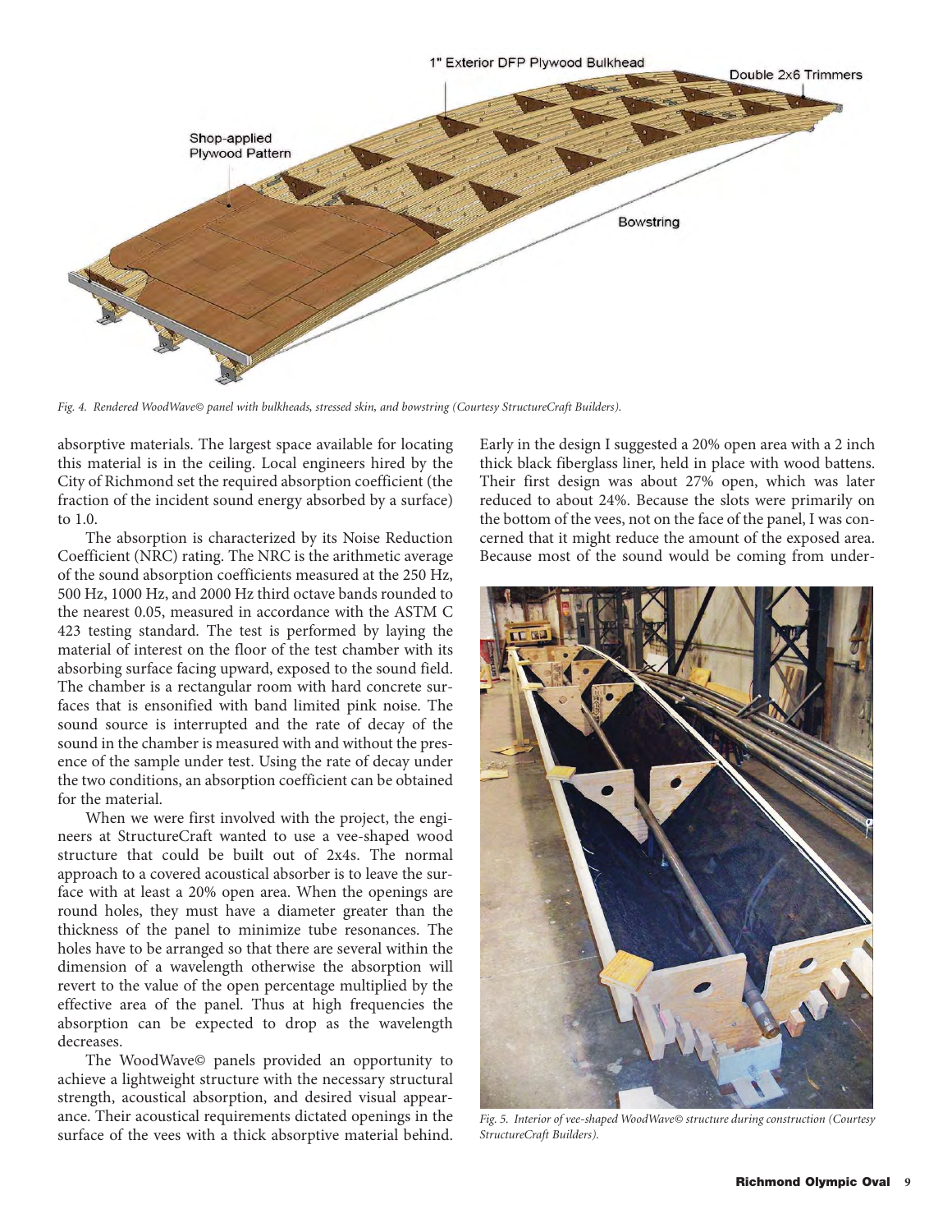Fig. 4. Rendered WoodWave© panel with bulkheads, stressed skin, and bowstring (Courtesy StructureCraft Builders).

absorptive materials. The largest space available for locating this material is in the ceiling. Local engineers hired by the City of Richmond set the required absorption coefficient (the fraction of the incident sound energy absorbed by a surface) to 1.0.

The absorption is characterized by its Noise Reduction Coefficient (NRC) rating. The NRC is the arithmetic average of the sound absorption coefficients measured at the 250 Hz, 500 Hz, 1000 Hz, and 2000 Hz third octave bands rounded to the nearest 0.05, measured in accordance with the ASTM C 423 testing standard. The test is performed by laying the material of interest on the floor of the test chamber with its absorbing surface facing upward, exposed to the sound field. The chamber is a rectangular room with hard concrete surfaces that is ensonified with band limited pink noise. The sound source is interrupted and the rate of decay of the sound in the chamber is measured with and without the presence of the sample under test. Using the rate of decay under the two conditions, an absorption coefficient can be obtained for the material.

When we were first involved with the project, the engineers at StructureCraft wanted to use a vee-shaped wood structure that could be built out of 2x4s. The normal approach to a covered acoustical absorber is to leave the surface with at least a 20% open area. When the openings are round holes, they must have a diameter greater than the thickness of the panel to minimize tube resonances. The holes have to be arranged so that there are several within the dimension of a wavelength otherwise the absorption will revert to the value of the open percentage multiplied by the effective area of the panel. Thus at high frequencies the absorption can be expected to drop as the wavelength decreases.

The WoodWave© panels provided an opportunity to achieve a lightweight structure with the necessary structural strength, acoustical absorption, and desired visual appearance. Their acoustical requirements dictated openings in the surface of the vees with a thick absorptive material behind. Early in the design I suggested a 20% open area with a 2 inch thick black fiberglass liner, held in place with wood battens. Their first design was about 27% open, which was later reduced to about 24%. Because the slots were primarily on the bottom of the vees, not on the face of the panel, I was concerned that it might reduce the amount of the exposed area. Because most of the sound would be coming from under-

Fig. 5. Interior of vee-shaped WoodWave© structure during construction (Courtesy StructureCraft Builders).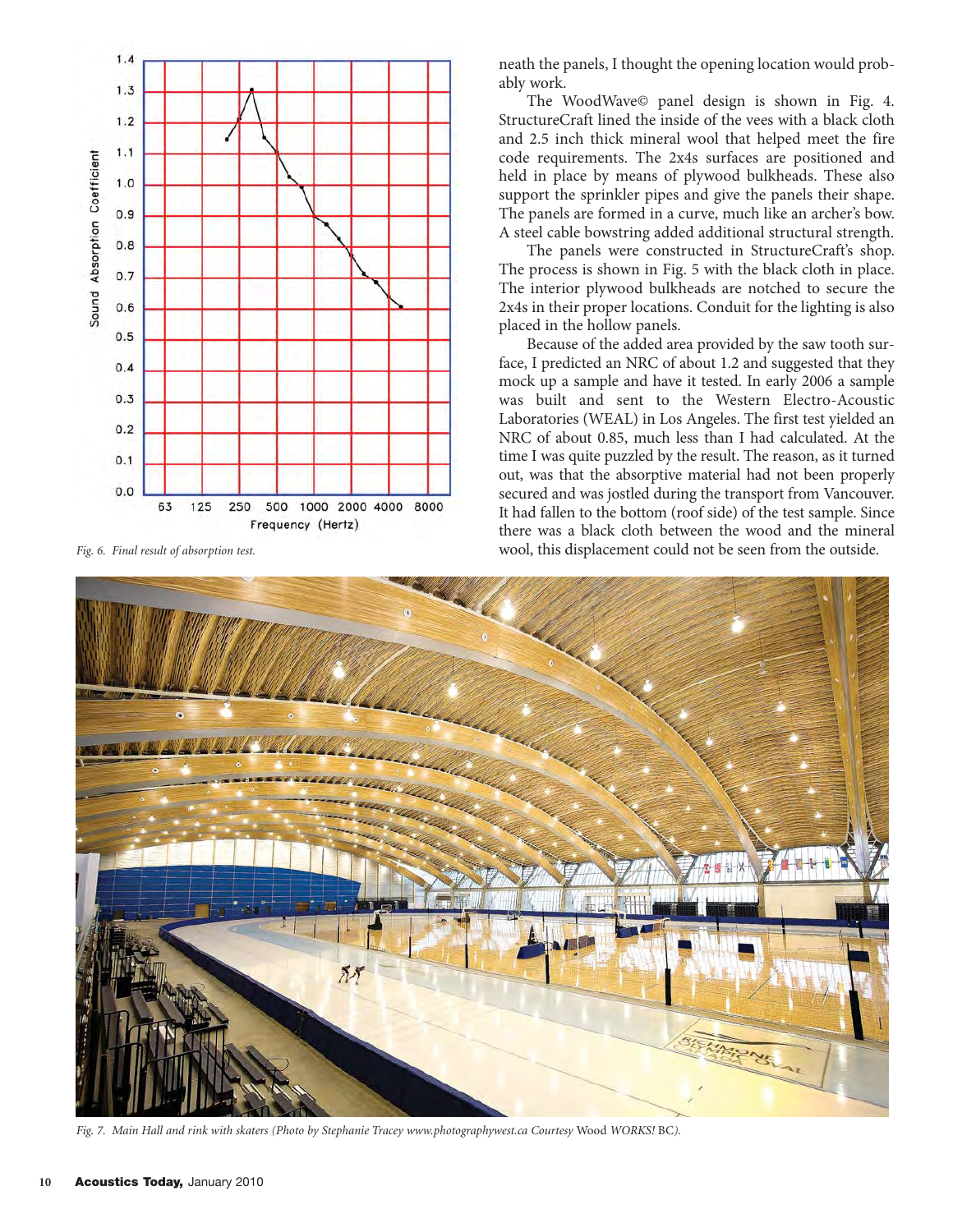Fig. 6. Final result of absorption test.

neath the panels, I thought the opening location would probably work.

The WoodWave© panel design is shown in Fig. 4. StructureCraft lined the inside of the vees with a black cloth and 2.5 inch thick mineral wool that helped meet the fire code requirements. The 2x4s surfaces are positioned and held in place by means of plywood bulkheads. These also support the sprinkler pipes and give the panels their shape. The panels are formed in a curve, much like an archer's bow. A steel cable bowstring added additional structural strength.

The panels were constructed in StructureCraft's shop. The process is shown in Fig. 5 with the black cloth in place. The interior plywood bulkheads are notched to secure the 2x4s in their proper locations. Conduit for the lighting is also placed in the hollow panels.

Because of the added area provided by the saw tooth surface, I predicted an NRC of about 1.2 and suggested that they mock up a sample and have it tested. In early 2006 a sample was built and sent to the Western Electro-Acoustic Laboratories (WEAL) in Los Angeles. The first test yielded an NRC of about 0.85, much less than I had calculated. At the time I was quite puzzled by the result. The reason, as it turned out, was that the absorptive material had not been properly secured and was jostled during the transport from Vancouver. It had fallen to the bottom (roof side) of the test sample. Since there was a black cloth between the wood and the mineral wool, this displacement could not be seen from the outside.

Fig. 7. Main Hall and rink with skaters (Photo by Stephanie Tracey www.photographywest.ca Courtesy Wood *WORKS!* BC).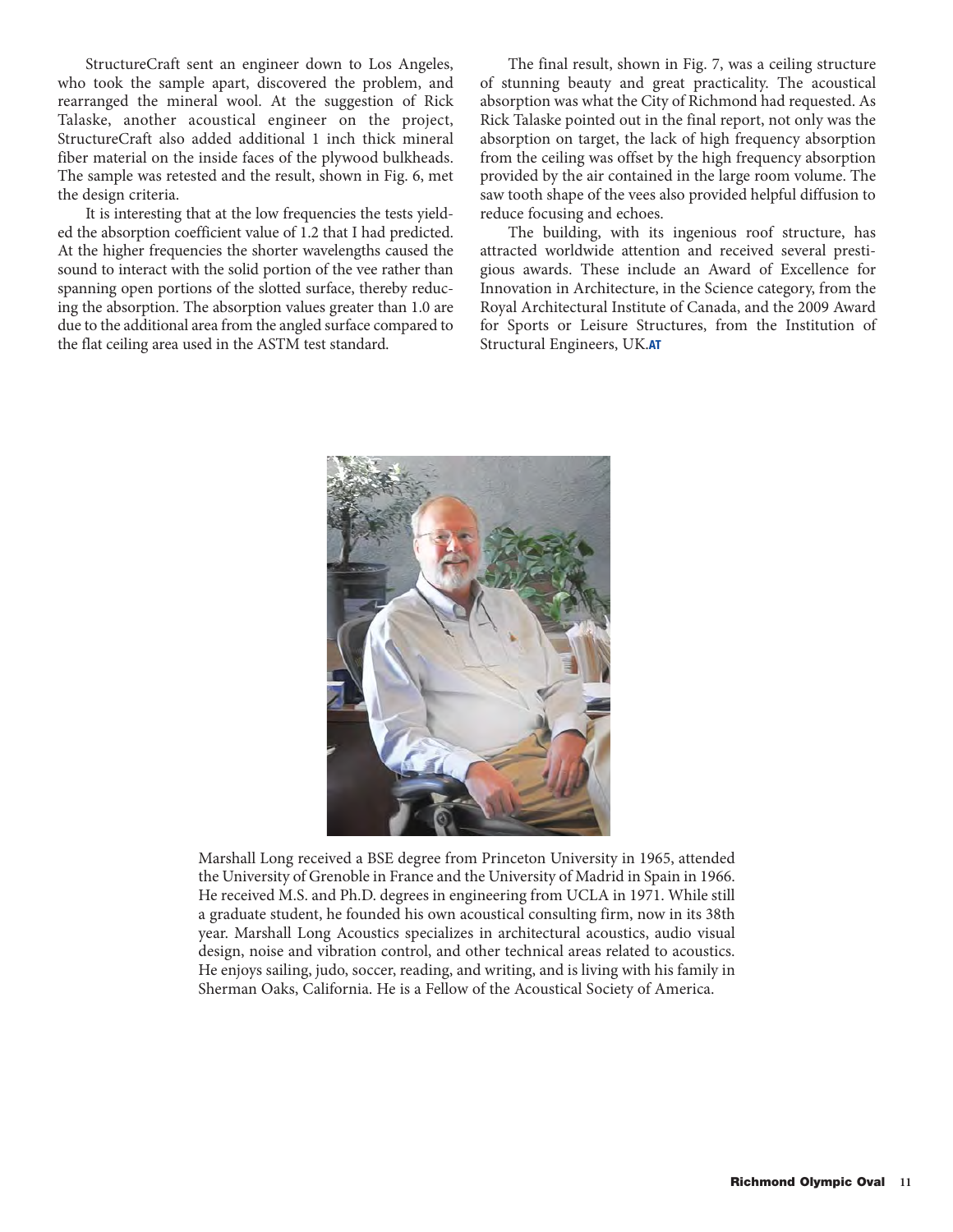StructureCraft sent an engineer down to Los Angeles, who took the sample apart, discovered the problem, and rearranged the mineral wool. At the suggestion of Rick Talaske, another acoustical engineer on the project, StructureCraft also added additional 1 inch thick mineral fiber material on the inside faces of the plywood bulkheads. The sample was retested and the result, shown in Fig. 6, met the design criteria.

It is interesting that at the low frequencies the tests yielded the absorption coefficient value of 1.2 that I had predicted. At the higher frequencies the shorter wavelengths caused the sound to interact with the solid portion of the vee rather than spanning open portions of the slotted surface, thereby reducing the absorption. The absorption values greater than 1.0 are due to the additional area from the angled surface compared to the flat ceiling area used in the ASTM test standard.

The final result, shown in Fig. 7, was a ceiling structure of stunning beauty and great practicality. The acoustical absorption was what the City of Richmond had requested. As Rick Talaske pointed out in the final report, not only was the absorption on target, the lack of high frequency absorption from the ceiling was offset by the high frequency absorption provided by the air contained in the large room volume. The saw tooth shape of the vees also provided helpful diffusion to reduce focusing and echoes.

The building, with its ingenious roof structure, has attracted worldwide attention and received several prestigious awards. These include an Award of Excellence for Innovation in Architecture, in the Science category, from the Royal Architectural Institute of Canada, and the 2009 Award for Sports or Leisure Structures, from the Institution of Structural Engineers, UK.**AT**

Marshall Long received a BSE degree from Princeton University in 1965, attended the University of Grenoble in France and the University of Madrid in Spain in 1966. He received M.S. and Ph.D. degrees in engineering from UCLA in 1971. While still a graduate student, he founded his own acoustical consulting firm, now in its 38th year. Marshall Long Acoustics specializes in architectural acoustics, audio visual design, noise and vibration control, and other technical areas related to acoustics. He enjoys sailing, judo, soccer, reading, and writing, and is living with his family in Sherman Oaks, California. He is a Fellow of the Acoustical Society of America.